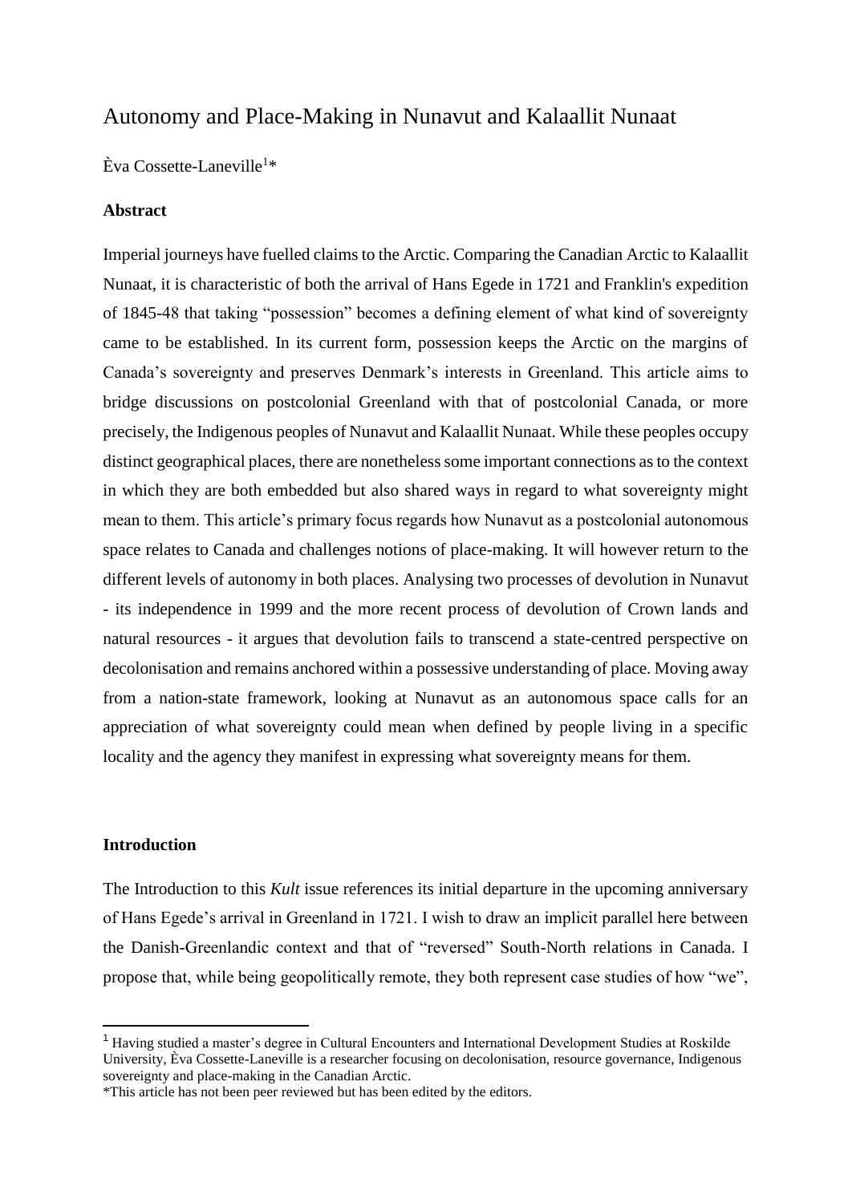# Autonomy and Place-Making in Nunavut and Kalaallit Nunaat

Èva Cossette-Laneville[1]*

### Abstract

Imperial journeys have fuelled claims to the Arctic. Comparing the Canadian Arctic to Kalaallit Nunaat, it is characteristic of both the arrival of Hans Egede in 1721 and Franklin's expedition of 1845-48 that taking "possession" becomes a defining element of what kind of sovereignty came to be established. In its current form, possession keeps the Arctic on the margins of Canada's sovereignty and preserves Denmark's interests in Greenland. This article aims to bridge discussions on postcolonial Greenland with that of postcolonial Canada, or more precisely, the Indigenous peoples of Nunavut and Kalaallit Nunaat. While these peoples occupy distinct geographical places, there are nonetheless some important connections as to the context in which they are both embedded but also shared ways in regard to what sovereignty might mean to them. This article's primary focus regards how Nunavut as a postcolonial autonomous space relates to Canada and challenges notions of place-making. It will however return to the different levels of autonomy in both places. Analysing two processes of devolution in Nunavut - its independence in 1999 and the more recent process of devolution of Crown lands and natural resources - it argues that devolution fails to transcend a state-centred perspective on decolonisation and remains anchored within a possessive understanding of place. Moving away from a nation-state framework, looking at Nunavut as an autonomous space calls for an appreciation of what sovereignty could mean when defined by people living in a specific locality and the agency they manifest in expressing what sovereignty means for them.

### Introduction

The Introduction to this *Kult* issue references its initial departure in the upcoming anniversary of Hans Egede's arrival in Greenland in 1721. I wish to draw an implicit parallel here between the Danish-Greenlandic context and that of "reversed" South-North relations in Canada. I propose that, while being geopolitically remote, they both represent case studies of how "we",

---

[1] Having studied a master's degree in Cultural Encounters and International Development Studies at Roskilde University, Èva Cossette-Laneville is a researcher focusing on decolonisation, resource governance, Indigenous sovereignty and place-making in the Canadian Arctic.

*This article has not been peer reviewed but has been edited by the editors.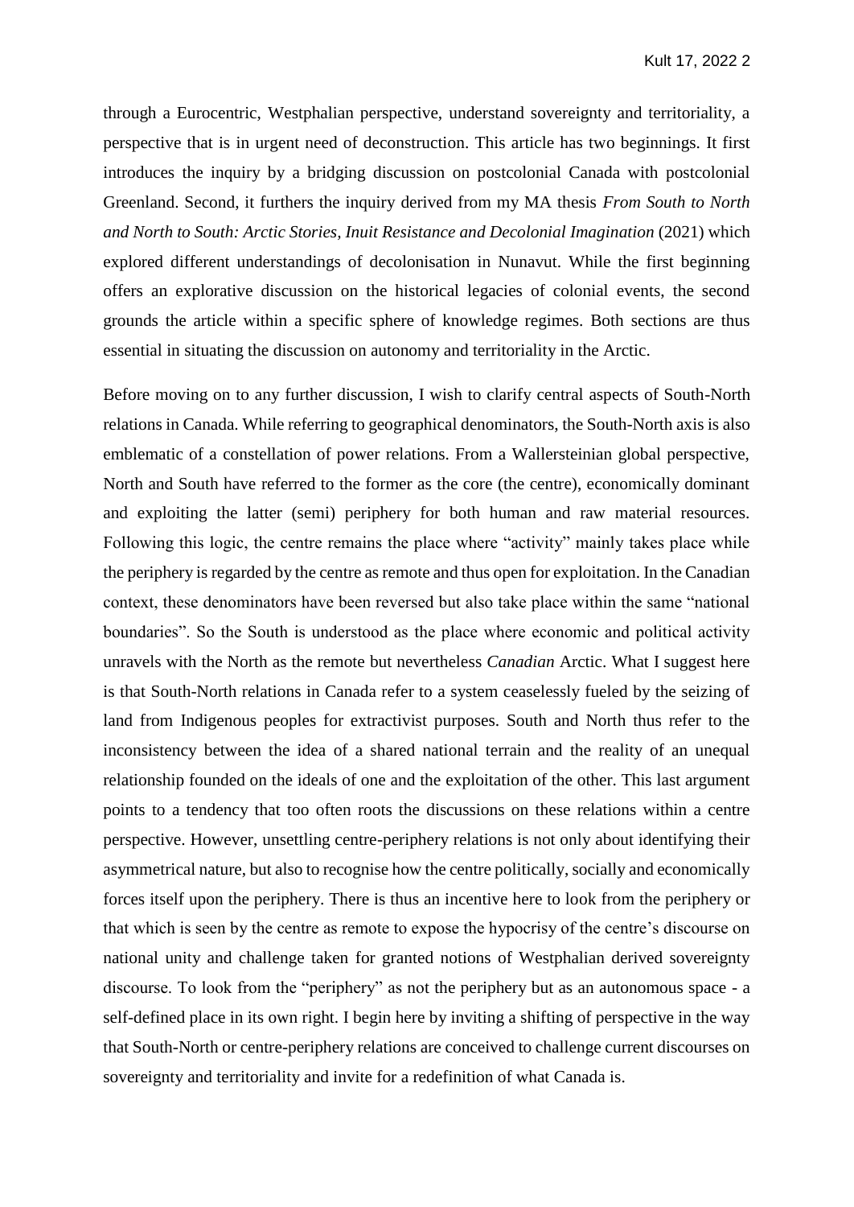through a Eurocentric, Westphalian perspective, understand sovereignty and territoriality, a perspective that is in urgent need of deconstruction. This article has two beginnings. It first introduces the inquiry by a bridging discussion on postcolonial Canada with postcolonial Greenland. Second, it furthers the inquiry derived from my MA thesis *From South to North and North to South: Arctic Stories, Inuit Resistance and Decolonial Imagination* (2021) which explored different understandings of decolonisation in Nunavut. While the first beginning offers an explorative discussion on the historical legacies of colonial events, the second grounds the article within a specific sphere of knowledge regimes. Both sections are thus essential in situating the discussion on autonomy and territoriality in the Arctic.

Before moving on to any further discussion, I wish to clarify central aspects of South-North relations in Canada. While referring to geographical denominators, the South-North axis is also emblematic of a constellation of power relations. From a Wallersteinian global perspective, North and South have referred to the former as the core (the centre), economically dominant and exploiting the latter (semi) periphery for both human and raw material resources. Following this logic, the centre remains the place where "activity" mainly takes place while the periphery is regarded by the centre as remote and thus open for exploitation. In the Canadian context, these denominators have been reversed but also take place within the same "national boundaries". So the South is understood as the place where economic and political activity unravels with the North as the remote but nevertheless *Canadian* Arctic. What I suggest here is that South-North relations in Canada refer to a system ceaselessly fueled by the seizing of land from Indigenous peoples for extractivist purposes. South and North thus refer to the inconsistency between the idea of a shared national terrain and the reality of an unequal relationship founded on the ideals of one and the exploitation of the other. This last argument points to a tendency that too often roots the discussions on these relations within a centre perspective. However, unsettling centre-periphery relations is not only about identifying their asymmetrical nature, but also to recognise how the centre politically, socially and economically forces itself upon the periphery. There is thus an incentive here to look from the periphery or that which is seen by the centre as remote to expose the hypocrisy of the centre's discourse on national unity and challenge taken for granted notions of Westphalian derived sovereignty discourse. To look from the "periphery" as not the periphery but as an autonomous space - a self-defined place in its own right. I begin here by inviting a shifting of perspective in the way that South-North or centre-periphery relations are conceived to challenge current discourses on sovereignty and territoriality and invite for a redefinition of what Canada is.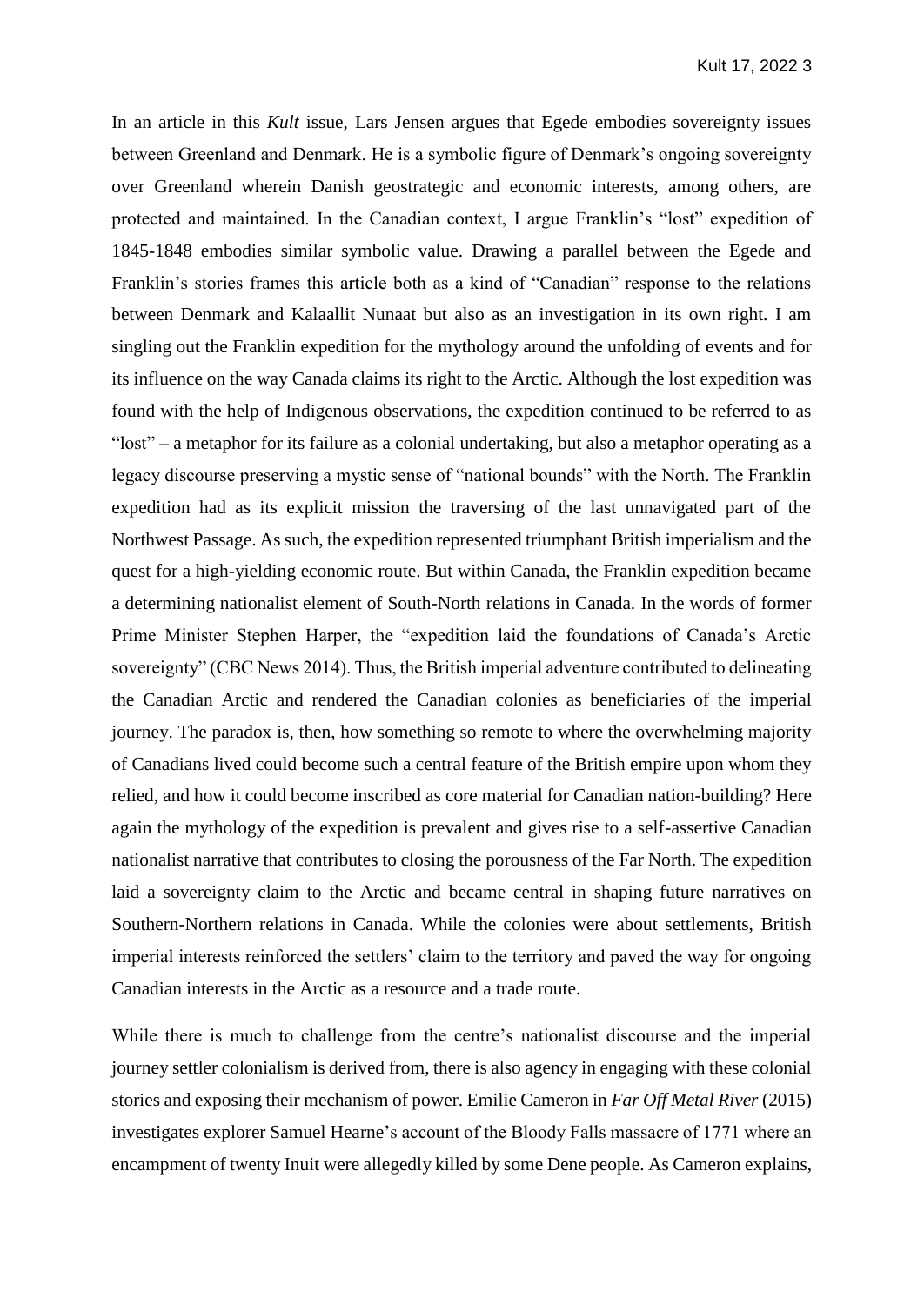In an article in this *Kult* issue, Lars Jensen argues that Egede embodies sovereignty issues between Greenland and Denmark. He is a symbolic figure of Denmark's ongoing sovereignty over Greenland wherein Danish geostrategic and economic interests, among others, are protected and maintained. In the Canadian context, I argue Franklin's "lost" expedition of 1845-1848 embodies similar symbolic value. Drawing a parallel between the Egede and Franklin's stories frames this article both as a kind of "Canadian" response to the relations between Denmark and Kalaallit Nunaat but also as an investigation in its own right. I am singling out the Franklin expedition for the mythology around the unfolding of events and for its influence on the way Canada claims its right to the Arctic. Although the lost expedition was found with the help of Indigenous observations, the expedition continued to be referred to as "lost" – a metaphor for its failure as a colonial undertaking, but also a metaphor operating as a legacy discourse preserving a mystic sense of "national bounds" with the North. The Franklin expedition had as its explicit mission the traversing of the last unnavigated part of the Northwest Passage. As such, the expedition represented triumphant British imperialism and the quest for a high-yielding economic route. But within Canada, the Franklin expedition became a determining nationalist element of South-North relations in Canada. In the words of former Prime Minister Stephen Harper, the "expedition laid the foundations of Canada's Arctic sovereignty" (CBC News 2014). Thus, the British imperial adventure contributed to delineating the Canadian Arctic and rendered the Canadian colonies as beneficiaries of the imperial journey. The paradox is, then, how something so remote to where the overwhelming majority of Canadians lived could become such a central feature of the British empire upon whom they relied, and how it could become inscribed as core material for Canadian nation-building? Here again the mythology of the expedition is prevalent and gives rise to a self-assertive Canadian nationalist narrative that contributes to closing the porousness of the Far North. The expedition laid a sovereignty claim to the Arctic and became central in shaping future narratives on Southern-Northern relations in Canada. While the colonies were about settlements, British imperial interests reinforced the settlers' claim to the territory and paved the way for ongoing Canadian interests in the Arctic as a resource and a trade route.

While there is much to challenge from the centre's nationalist discourse and the imperial journey settler colonialism is derived from, there is also agency in engaging with these colonial stories and exposing their mechanism of power. Emilie Cameron in *Far Off Metal River* (2015) investigates explorer Samuel Hearne's account of the Bloody Falls massacre of 1771 where an encampment of twenty Inuit were allegedly killed by some Dene people. As Cameron explains,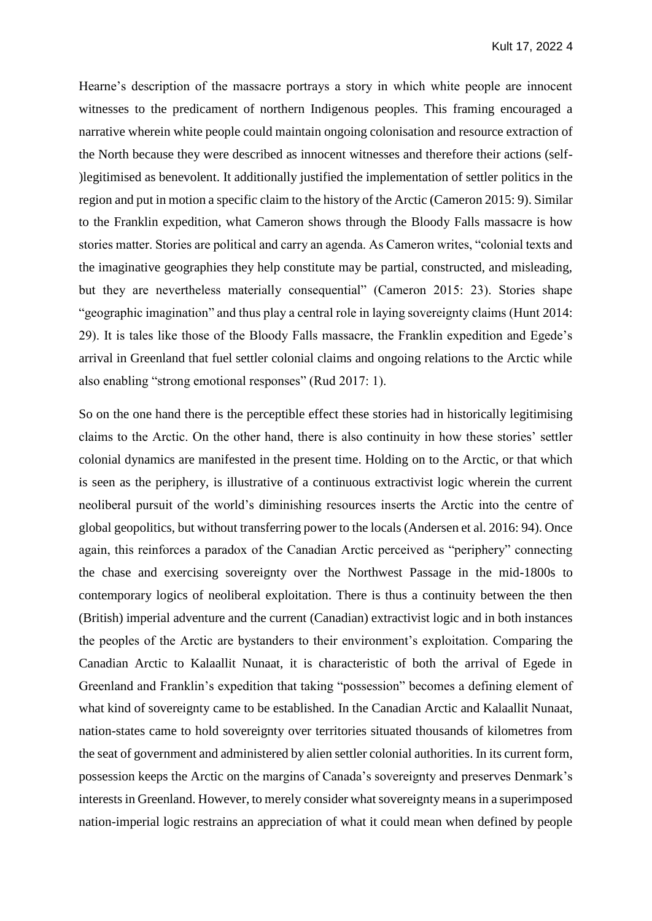Hearne's description of the massacre portrays a story in which white people are innocent witnesses to the predicament of northern Indigenous peoples. This framing encouraged a narrative wherein white people could maintain ongoing colonisation and resource extraction of the North because they were described as innocent witnesses and therefore their actions (self-)legitimised as benevolent. It additionally justified the implementation of settler politics in the region and put in motion a specific claim to the history of the Arctic (Cameron 2015: 9). Similar to the Franklin expedition, what Cameron shows through the Bloody Falls massacre is how stories matter. Stories are political and carry an agenda. As Cameron writes, "colonial texts and the imaginative geographies they help constitute may be partial, constructed, and misleading, but they are nevertheless materially consequential" (Cameron 2015: 23). Stories shape "geographic imagination" and thus play a central role in laying sovereignty claims (Hunt 2014: 29). It is tales like those of the Bloody Falls massacre, the Franklin expedition and Egede's arrival in Greenland that fuel settler colonial claims and ongoing relations to the Arctic while also enabling "strong emotional responses" (Rud 2017: 1).

So on the one hand there is the perceptible effect these stories had in historically legitimising claims to the Arctic. On the other hand, there is also continuity in how these stories' settler colonial dynamics are manifested in the present time. Holding on to the Arctic, or that which is seen as the periphery, is illustrative of a continuous extractivist logic wherein the current neoliberal pursuit of the world's diminishing resources inserts the Arctic into the centre of global geopolitics, but without transferring power to the locals (Andersen et al. 2016: 94). Once again, this reinforces a paradox of the Canadian Arctic perceived as "periphery" connecting the chase and exercising sovereignty over the Northwest Passage in the mid-1800s to contemporary logics of neoliberal exploitation. There is thus a continuity between the then (British) imperial adventure and the current (Canadian) extractivist logic and in both instances the peoples of the Arctic are bystanders to their environment's exploitation. Comparing the Canadian Arctic to Kalaallit Nunaat, it is characteristic of both the arrival of Egede in Greenland and Franklin's expedition that taking "possession" becomes a defining element of what kind of sovereignty came to be established. In the Canadian Arctic and Kalaallit Nunaat, nation-states came to hold sovereignty over territories situated thousands of kilometres from the seat of government and administered by alien settler colonial authorities. In its current form, possession keeps the Arctic on the margins of Canada's sovereignty and preserves Denmark's interests in Greenland. However, to merely consider what sovereignty means in a superimposed nation-imperial logic restrains an appreciation of what it could mean when defined by people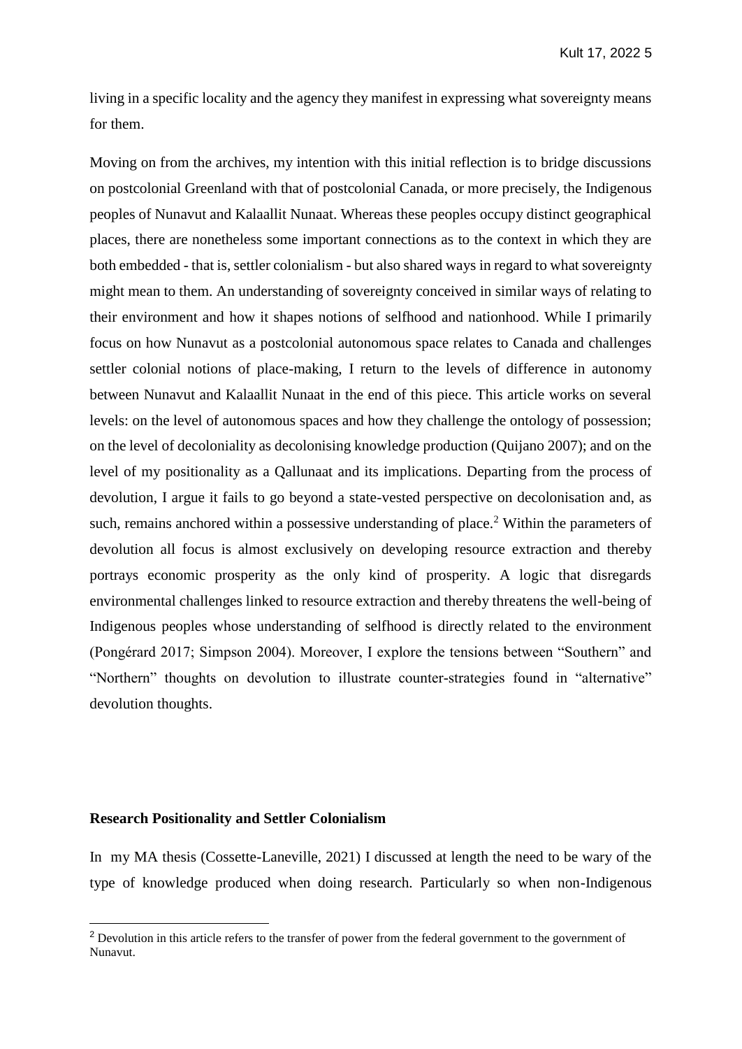living in a specific locality and the agency they manifest in expressing what sovereignty means for them.

Moving on from the archives, my intention with this initial reflection is to bridge discussions on postcolonial Greenland with that of postcolonial Canada, or more precisely, the Indigenous peoples of Nunavut and Kalaallit Nunaat. Whereas these peoples occupy distinct geographical places, there are nonetheless some important connections as to the context in which they are both embedded - that is, settler colonialism - but also shared ways in regard to what sovereignty might mean to them. An understanding of sovereignty conceived in similar ways of relating to their environment and how it shapes notions of selfhood and nationhood. While I primarily focus on how Nunavut as a postcolonial autonomous space relates to Canada and challenges settler colonial notions of place-making, I return to the levels of difference in autonomy between Nunavut and Kalaallit Nunaat in the end of this piece. This article works on several levels: on the level of autonomous spaces and how they challenge the ontology of possession; on the level of decoloniality as decolonising knowledge production (Quijano 2007); and on the level of my positionality as a Qallunaat and its implications. Departing from the process of devolution, I argue it fails to go beyond a state-vested perspective on decolonisation and, as such, remains anchored within a possessive understanding of place.[2] Within the parameters of devolution all focus is almost exclusively on developing resource extraction and thereby portrays economic prosperity as the only kind of prosperity. A logic that disregards environmental challenges linked to resource extraction and thereby threatens the well-being of Indigenous peoples whose understanding of selfhood is directly related to the environment (Pongérard 2017; Simpson 2004). Moreover, I explore the tensions between "Southern" and "Northern" thoughts on devolution to illustrate counter-strategies found in "alternative" devolution thoughts.

**Research Positionality and Settler Colonialism**

In my MA thesis (Cossette-Laneville, 2021) I discussed at length the need to be wary of the type of knowledge produced when doing research. Particularly so when non-Indigenous

[2] Devolution in this article refers to the transfer of power from the federal government to the government of Nunavut.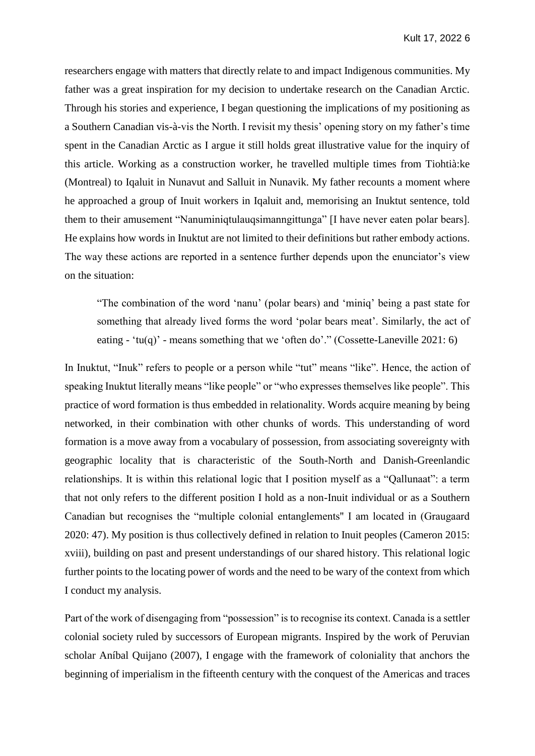researchers engage with matters that directly relate to and impact Indigenous communities. My father was a great inspiration for my decision to undertake research on the Canadian Arctic. Through his stories and experience, I began questioning the implications of my positioning as a Southern Canadian vis-à-vis the North. I revisit my thesis' opening story on my father's time spent in the Canadian Arctic as I argue it still holds great illustrative value for the inquiry of this article. Working as a construction worker, he travelled multiple times from Tiohtià:ke (Montreal) to Iqaluit in Nunavut and Salluit in Nunavik. My father recounts a moment where he approached a group of Inuit workers in Iqaluit and, memorising an Inuktut sentence, told them to their amusement "Nanuminiqtulauqsimanngittunga" [I have never eaten polar bears]. He explains how words in Inuktut are not limited to their definitions but rather embody actions. The way these actions are reported in a sentence further depends upon the enunciator's view on the situation:

> "The combination of the word 'nanu' (polar bears) and 'miniq' being a past state for something that already lived forms the word 'polar bears meat'. Similarly, the act of eating - 'tu(q)' - means something that we 'often do'." (Cossette-Laneville 2021: 6)

In Inuktut, "Inuk" refers to people or a person while "tut" means "like". Hence, the action of speaking Inuktut literally means "like people" or "who expresses themselves like people". This practice of word formation is thus embedded in relationality. Words acquire meaning by being networked, in their combination with other chunks of words. This understanding of word formation is a move away from a vocabulary of possession, from associating sovereignty with geographic locality that is characteristic of the South-North and Danish-Greenlandic relationships. It is within this relational logic that I position myself as a "Qallunaat": a term that not only refers to the different position I hold as a non-Inuit individual or as a Southern Canadian but recognises the "multiple colonial entanglements" I am located in (Graugaard 2020: 47). My position is thus collectively defined in relation to Inuit peoples (Cameron 2015: xviii), building on past and present understandings of our shared history. This relational logic further points to the locating power of words and the need to be wary of the context from which I conduct my analysis.

Part of the work of disengaging from "possession" is to recognise its context. Canada is a settler colonial society ruled by successors of European migrants. Inspired by the work of Peruvian scholar Aníbal Quijano (2007), I engage with the framework of coloniality that anchors the beginning of imperialism in the fifteenth century with the conquest of the Americas and traces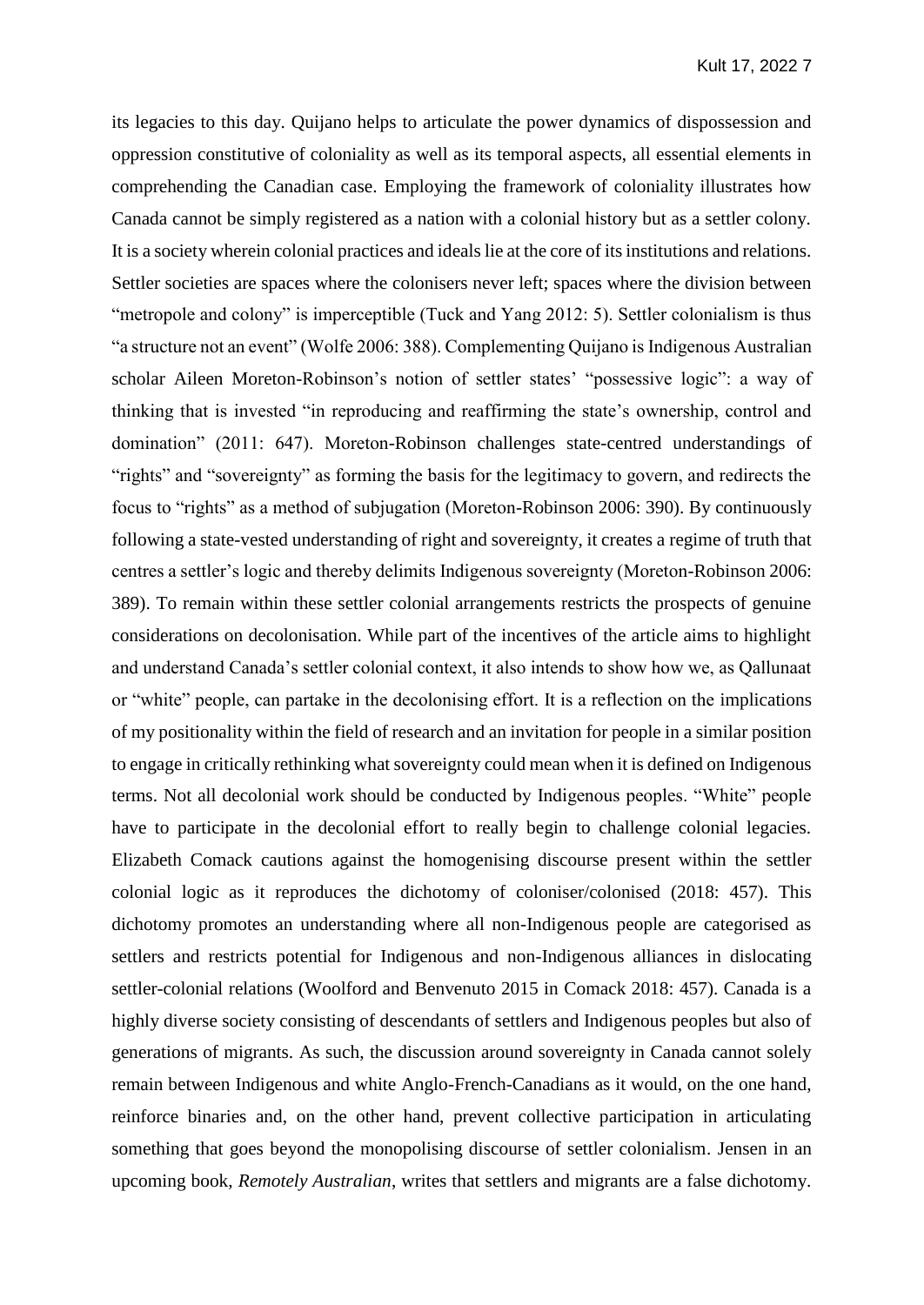its legacies to this day. Quijano helps to articulate the power dynamics of dispossession and oppression constitutive of coloniality as well as its temporal aspects, all essential elements in comprehending the Canadian case. Employing the framework of coloniality illustrates how Canada cannot be simply registered as a nation with a colonial history but as a settler colony. It is a society wherein colonial practices and ideals lie at the core of its institutions and relations. Settler societies are spaces where the colonisers never left; spaces where the division between "metropole and colony" is imperceptible (Tuck and Yang 2012: 5). Settler colonialism is thus "a structure not an event" (Wolfe 2006: 388). Complementing Quijano is Indigenous Australian scholar Aileen Moreton-Robinson's notion of settler states' "possessive logic": a way of thinking that is invested "in reproducing and reaffirming the state's ownership, control and domination" (2011: 647). Moreton-Robinson challenges state-centred understandings of "rights" and "sovereignty" as forming the basis for the legitimacy to govern, and redirects the focus to "rights" as a method of subjugation (Moreton-Robinson 2006: 390). By continuously following a state-vested understanding of right and sovereignty, it creates a regime of truth that centres a settler's logic and thereby delimits Indigenous sovereignty (Moreton-Robinson 2006: 389). To remain within these settler colonial arrangements restricts the prospects of genuine considerations on decolonisation. While part of the incentives of the article aims to highlight and understand Canada's settler colonial context, it also intends to show how we, as Qallunaat or "white" people, can partake in the decolonising effort. It is a reflection on the implications of my positionality within the field of research and an invitation for people in a similar position to engage in critically rethinking what sovereignty could mean when it is defined on Indigenous terms. Not all decolonial work should be conducted by Indigenous peoples. "White" people have to participate in the decolonial effort to really begin to challenge colonial legacies. Elizabeth Comack cautions against the homogenising discourse present within the settler colonial logic as it reproduces the dichotomy of coloniser/colonised (2018: 457). This dichotomy promotes an understanding where all non-Indigenous people are categorised as settlers and restricts potential for Indigenous and non-Indigenous alliances in dislocating settler-colonial relations (Woolford and Benvenuto 2015 in Comack 2018: 457). Canada is a highly diverse society consisting of descendants of settlers and Indigenous peoples but also of generations of migrants. As such, the discussion around sovereignty in Canada cannot solely remain between Indigenous and white Anglo-French-Canadians as it would, on the one hand, reinforce binaries and, on the other hand, prevent collective participation in articulating something that goes beyond the monopolising discourse of settler colonialism. Jensen in an upcoming book, *Remotely Australian*, writes that settlers and migrants are a false dichotomy.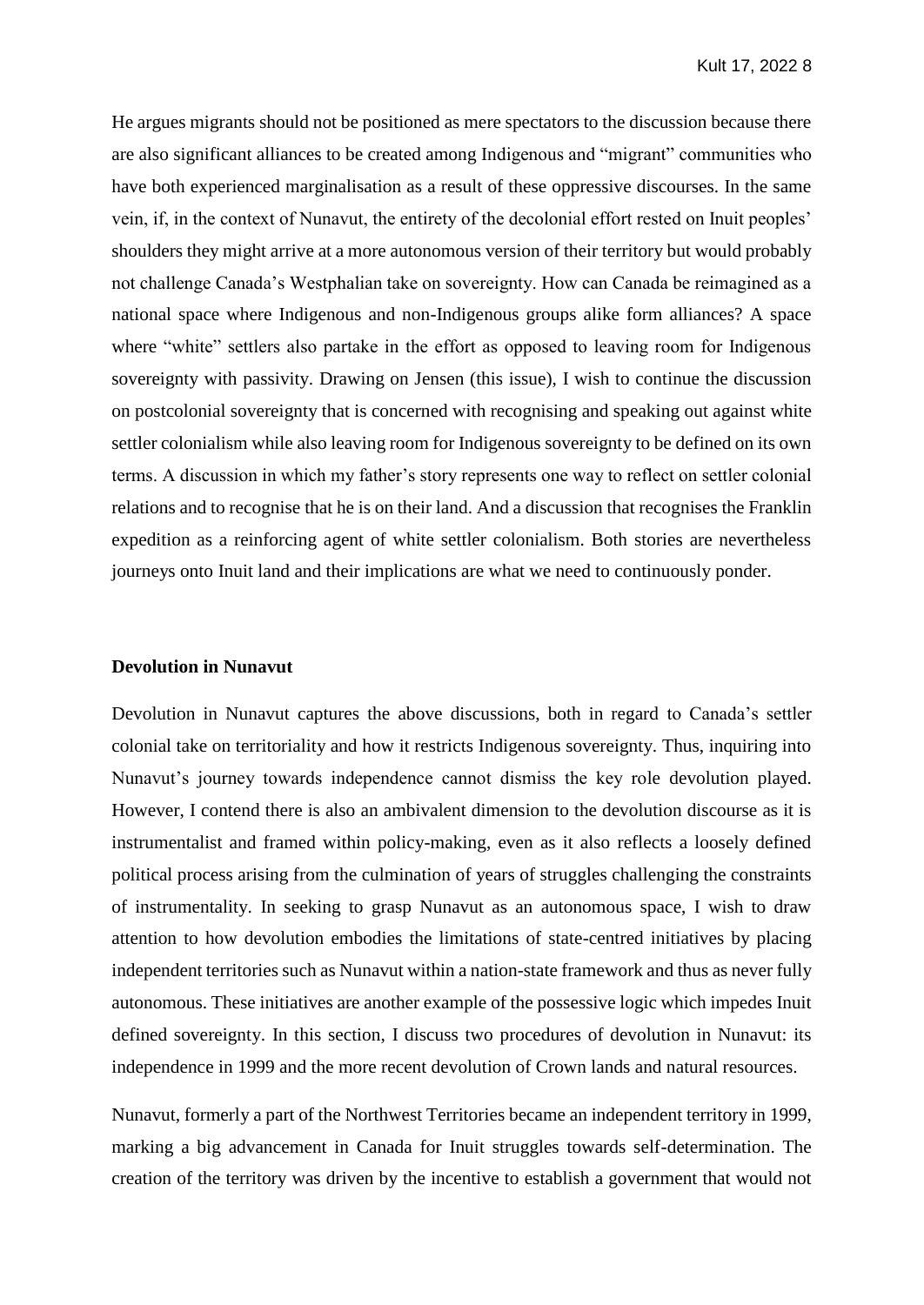He argues migrants should not be positioned as mere spectators to the discussion because there are also significant alliances to be created among Indigenous and "migrant" communities who have both experienced marginalisation as a result of these oppressive discourses. In the same vein, if, in the context of Nunavut, the entirety of the decolonial effort rested on Inuit peoples' shoulders they might arrive at a more autonomous version of their territory but would probably not challenge Canada's Westphalian take on sovereignty. How can Canada be reimagined as a national space where Indigenous and non-Indigenous groups alike form alliances? A space where "white" settlers also partake in the effort as opposed to leaving room for Indigenous sovereignty with passivity. Drawing on Jensen (this issue), I wish to continue the discussion on postcolonial sovereignty that is concerned with recognising and speaking out against white settler colonialism while also leaving room for Indigenous sovereignty to be defined on its own terms. A discussion in which my father's story represents one way to reflect on settler colonial relations and to recognise that he is on their land. And a discussion that recognises the Franklin expedition as a reinforcing agent of white settler colonialism. Both stories are nevertheless journeys onto Inuit land and their implications are what we need to continuously ponder.

## Devolution in Nunavut

Devolution in Nunavut captures the above discussions, both in regard to Canada's settler colonial take on territoriality and how it restricts Indigenous sovereignty. Thus, inquiring into Nunavut's journey towards independence cannot dismiss the key role devolution played. However, I contend there is also an ambivalent dimension to the devolution discourse as it is instrumentalist and framed within policy-making, even as it also reflects a loosely defined political process arising from the culmination of years of struggles challenging the constraints of instrumentality. In seeking to grasp Nunavut as an autonomous space, I wish to draw attention to how devolution embodies the limitations of state-centred initiatives by placing independent territories such as Nunavut within a nation-state framework and thus as never fully autonomous. These initiatives are another example of the possessive logic which impedes Inuit defined sovereignty. In this section, I discuss two procedures of devolution in Nunavut: its independence in 1999 and the more recent devolution of Crown lands and natural resources.

Nunavut, formerly a part of the Northwest Territories became an independent territory in 1999, marking a big advancement in Canada for Inuit struggles towards self-determination. The creation of the territory was driven by the incentive to establish a government that would not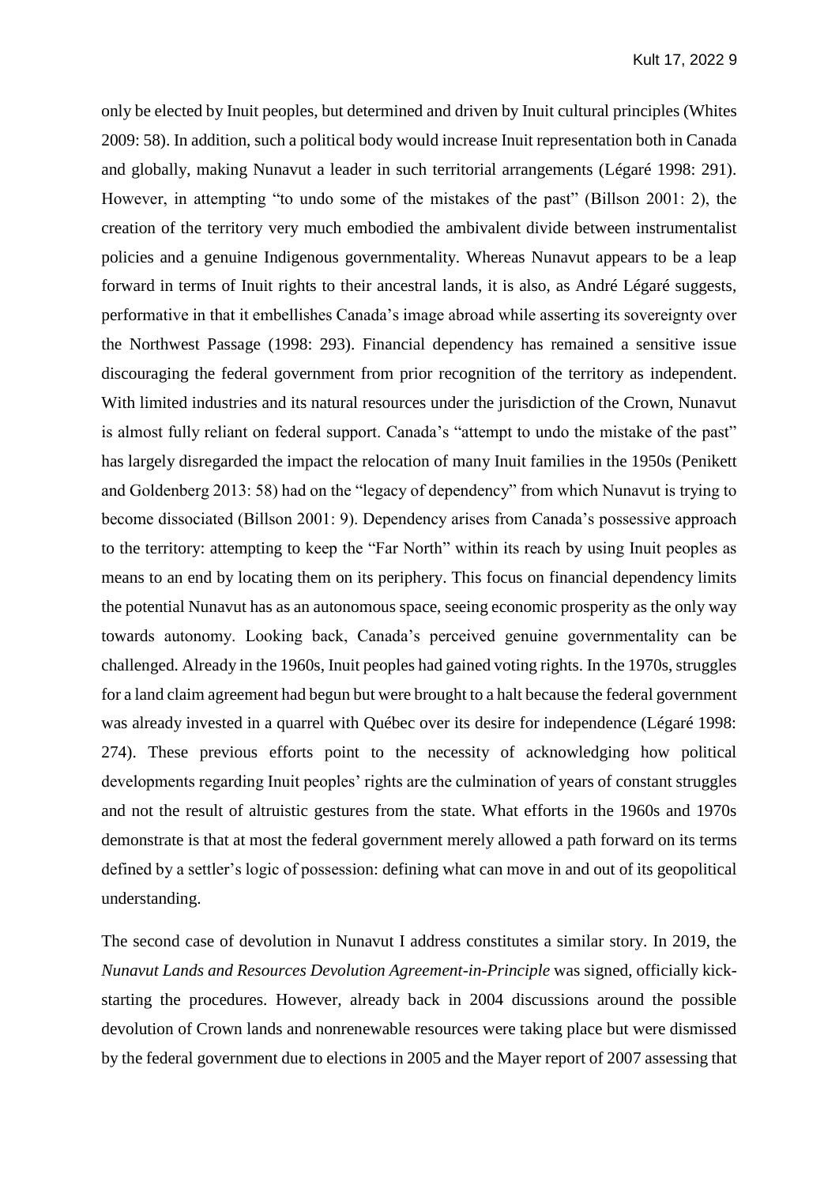only be elected by Inuit peoples, but determined and driven by Inuit cultural principles (Whites 2009: 58). In addition, such a political body would increase Inuit representation both in Canada and globally, making Nunavut a leader in such territorial arrangements (Légaré 1998: 291). However, in attempting "to undo some of the mistakes of the past" (Billson 2001: 2), the creation of the territory very much embodied the ambivalent divide between instrumentalist policies and a genuine Indigenous governmentality. Whereas Nunavut appears to be a leap forward in terms of Inuit rights to their ancestral lands, it is also, as André Légaré suggests, performative in that it embellishes Canada's image abroad while asserting its sovereignty over the Northwest Passage (1998: 293). Financial dependency has remained a sensitive issue discouraging the federal government from prior recognition of the territory as independent. With limited industries and its natural resources under the jurisdiction of the Crown, Nunavut is almost fully reliant on federal support. Canada's "attempt to undo the mistake of the past" has largely disregarded the impact the relocation of many Inuit families in the 1950s (Penikett and Goldenberg 2013: 58) had on the "legacy of dependency" from which Nunavut is trying to become dissociated (Billson 2001: 9). Dependency arises from Canada's possessive approach to the territory: attempting to keep the "Far North" within its reach by using Inuit peoples as means to an end by locating them on its periphery. This focus on financial dependency limits the potential Nunavut has as an autonomous space, seeing economic prosperity as the only way towards autonomy. Looking back, Canada's perceived genuine governmentality can be challenged. Already in the 1960s, Inuit peoples had gained voting rights. In the 1970s, struggles for a land claim agreement had begun but were brought to a halt because the federal government was already invested in a quarrel with Québec over its desire for independence (Légaré 1998: 274). These previous efforts point to the necessity of acknowledging how political developments regarding Inuit peoples' rights are the culmination of years of constant struggles and not the result of altruistic gestures from the state. What efforts in the 1960s and 1970s demonstrate is that at most the federal government merely allowed a path forward on its terms defined by a settler's logic of possession: defining what can move in and out of its geopolitical understanding.

The second case of devolution in Nunavut I address constitutes a similar story. In 2019, the *Nunavut Lands and Resources Devolution Agreement-in-Principle* was signed, officially kick-starting the procedures. However, already back in 2004 discussions around the possible devolution of Crown lands and nonrenewable resources were taking place but were dismissed by the federal government due to elections in 2005 and the Mayer report of 2007 assessing that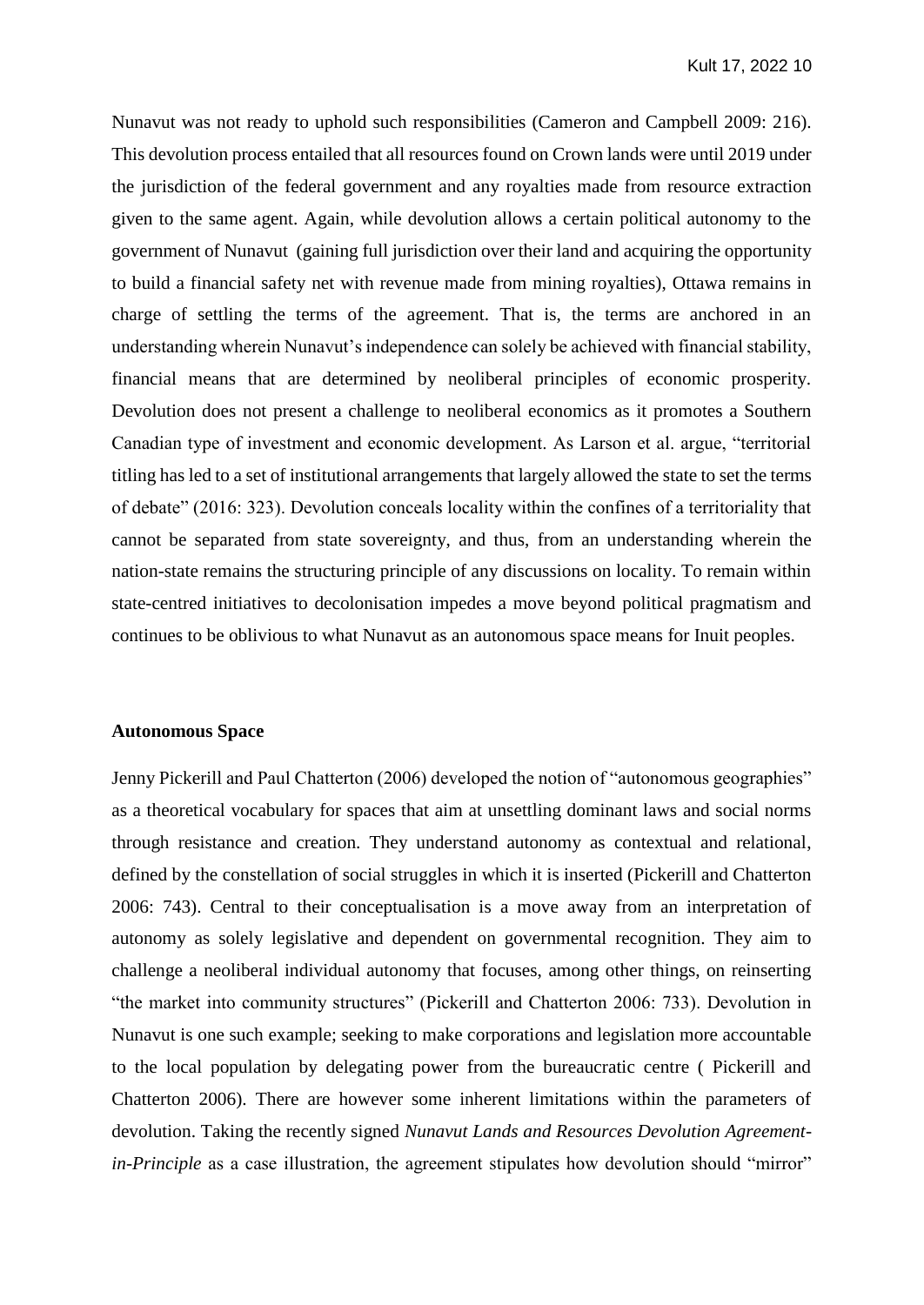Nunavut was not ready to uphold such responsibilities (Cameron and Campbell 2009: 216). This devolution process entailed that all resources found on Crown lands were until 2019 under the jurisdiction of the federal government and any royalties made from resource extraction given to the same agent. Again, while devolution allows a certain political autonomy to the government of Nunavut (gaining full jurisdiction over their land and acquiring the opportunity to build a financial safety net with revenue made from mining royalties), Ottawa remains in charge of settling the terms of the agreement. That is, the terms are anchored in an understanding wherein Nunavut's independence can solely be achieved with financial stability, financial means that are determined by neoliberal principles of economic prosperity. Devolution does not present a challenge to neoliberal economics as it promotes a Southern Canadian type of investment and economic development. As Larson et al. argue, "territorial titling has led to a set of institutional arrangements that largely allowed the state to set the terms of debate" (2016: 323). Devolution conceals locality within the confines of a territoriality that cannot be separated from state sovereignty, and thus, from an understanding wherein the nation-state remains the structuring principle of any discussions on locality. To remain within state-centred initiatives to decolonisation impedes a move beyond political pragmatism and continues to be oblivious to what Nunavut as an autonomous space means for Inuit peoples.

### Autonomous Space

Jenny Pickerill and Paul Chatterton (2006) developed the notion of "autonomous geographies" as a theoretical vocabulary for spaces that aim at unsettling dominant laws and social norms through resistance and creation. They understand autonomy as contextual and relational, defined by the constellation of social struggles in which it is inserted (Pickerill and Chatterton 2006: 743). Central to their conceptualisation is a move away from an interpretation of autonomy as solely legislative and dependent on governmental recognition. They aim to challenge a neoliberal individual autonomy that focuses, among other things, on reinserting "the market into community structures" (Pickerill and Chatterton 2006: 733). Devolution in Nunavut is one such example; seeking to make corporations and legislation more accountable to the local population by delegating power from the bureaucratic centre ( Pickerill and Chatterton 2006). There are however some inherent limitations within the parameters of devolution. Taking the recently signed *Nunavut Lands and Resources Devolution Agreement-in-Principle* as a case illustration, the agreement stipulates how devolution should "mirror"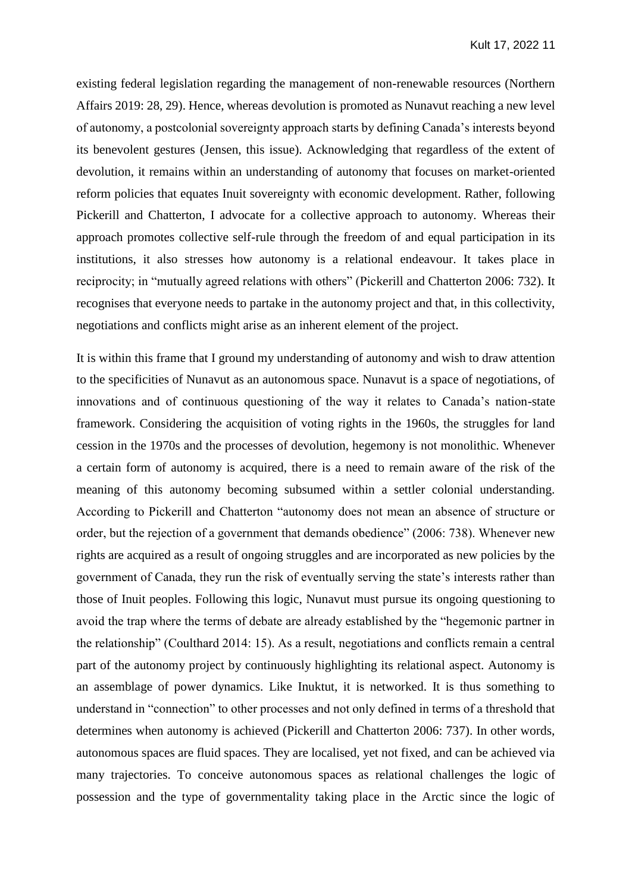existing federal legislation regarding the management of non-renewable resources (Northern Affairs 2019: 28, 29). Hence, whereas devolution is promoted as Nunavut reaching a new level of autonomy, a postcolonial sovereignty approach starts by defining Canada's interests beyond its benevolent gestures (Jensen, this issue). Acknowledging that regardless of the extent of devolution, it remains within an understanding of autonomy that focuses on market-oriented reform policies that equates Inuit sovereignty with economic development. Rather, following Pickerill and Chatterton, I advocate for a collective approach to autonomy. Whereas their approach promotes collective self-rule through the freedom of and equal participation in its institutions, it also stresses how autonomy is a relational endeavour. It takes place in reciprocity; in "mutually agreed relations with others" (Pickerill and Chatterton 2006: 732). It recognises that everyone needs to partake in the autonomy project and that, in this collectivity, negotiations and conflicts might arise as an inherent element of the project.

It is within this frame that I ground my understanding of autonomy and wish to draw attention to the specificities of Nunavut as an autonomous space. Nunavut is a space of negotiations, of innovations and of continuous questioning of the way it relates to Canada's nation-state framework. Considering the acquisition of voting rights in the 1960s, the struggles for land cession in the 1970s and the processes of devolution, hegemony is not monolithic. Whenever a certain form of autonomy is acquired, there is a need to remain aware of the risk of the meaning of this autonomy becoming subsumed within a settler colonial understanding. According to Pickerill and Chatterton "autonomy does not mean an absence of structure or order, but the rejection of a government that demands obedience" (2006: 738). Whenever new rights are acquired as a result of ongoing struggles and are incorporated as new policies by the government of Canada, they run the risk of eventually serving the state's interests rather than those of Inuit peoples. Following this logic, Nunavut must pursue its ongoing questioning to avoid the trap where the terms of debate are already established by the "hegemonic partner in the relationship" (Coulthard 2014: 15). As a result, negotiations and conflicts remain a central part of the autonomy project by continuously highlighting its relational aspect. Autonomy is an assemblage of power dynamics. Like Inuktut, it is networked. It is thus something to understand in "connection" to other processes and not only defined in terms of a threshold that determines when autonomy is achieved (Pickerill and Chatterton 2006: 737). In other words, autonomous spaces are fluid spaces. They are localised, yet not fixed, and can be achieved via many trajectories. To conceive autonomous spaces as relational challenges the logic of possession and the type of governmentality taking place in the Arctic since the logic of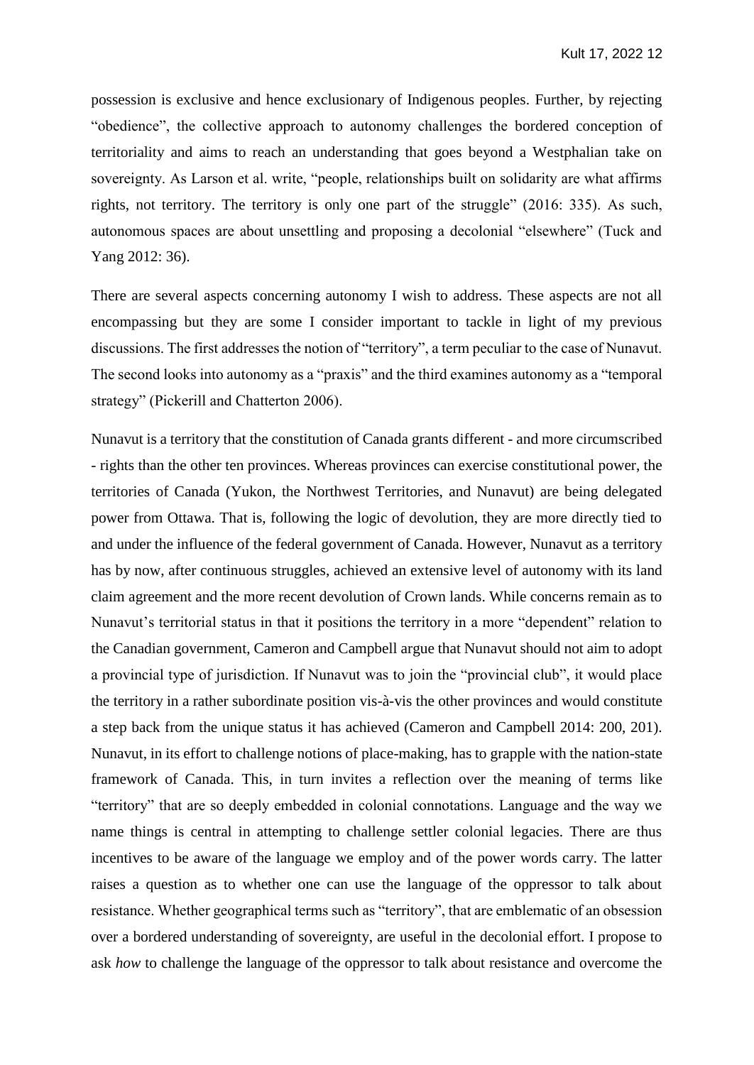possession is exclusive and hence exclusionary of Indigenous peoples. Further, by rejecting "obedience", the collective approach to autonomy challenges the bordered conception of territoriality and aims to reach an understanding that goes beyond a Westphalian take on sovereignty. As Larson et al. write, "people, relationships built on solidarity are what affirms rights, not territory. The territory is only one part of the struggle" (2016: 335). As such, autonomous spaces are about unsettling and proposing a decolonial "elsewhere" (Tuck and Yang 2012: 36).

There are several aspects concerning autonomy I wish to address. These aspects are not all encompassing but they are some I consider important to tackle in light of my previous discussions. The first addresses the notion of "territory", a term peculiar to the case of Nunavut. The second looks into autonomy as a "praxis" and the third examines autonomy as a "temporal strategy" (Pickerill and Chatterton 2006).

Nunavut is a territory that the constitution of Canada grants different - and more circumscribed - rights than the other ten provinces. Whereas provinces can exercise constitutional power, the territories of Canada (Yukon, the Northwest Territories, and Nunavut) are being delegated power from Ottawa. That is, following the logic of devolution, they are more directly tied to and under the influence of the federal government of Canada. However, Nunavut as a territory has by now, after continuous struggles, achieved an extensive level of autonomy with its land claim agreement and the more recent devolution of Crown lands. While concerns remain as to Nunavut's territorial status in that it positions the territory in a more "dependent" relation to the Canadian government, Cameron and Campbell argue that Nunavut should not aim to adopt a provincial type of jurisdiction. If Nunavut was to join the "provincial club", it would place the territory in a rather subordinate position vis-à-vis the other provinces and would constitute a step back from the unique status it has achieved (Cameron and Campbell 2014: 200, 201). Nunavut, in its effort to challenge notions of place-making, has to grapple with the nation-state framework of Canada. This, in turn invites a reflection over the meaning of terms like "territory" that are so deeply embedded in colonial connotations. Language and the way we name things is central in attempting to challenge settler colonial legacies. There are thus incentives to be aware of the language we employ and of the power words carry. The latter raises a question as to whether one can use the language of the oppressor to talk about resistance. Whether geographical terms such as "territory", that are emblematic of an obsession over a bordered understanding of sovereignty, are useful in the decolonial effort. I propose to ask *how* to challenge the language of the oppressor to talk about resistance and overcome the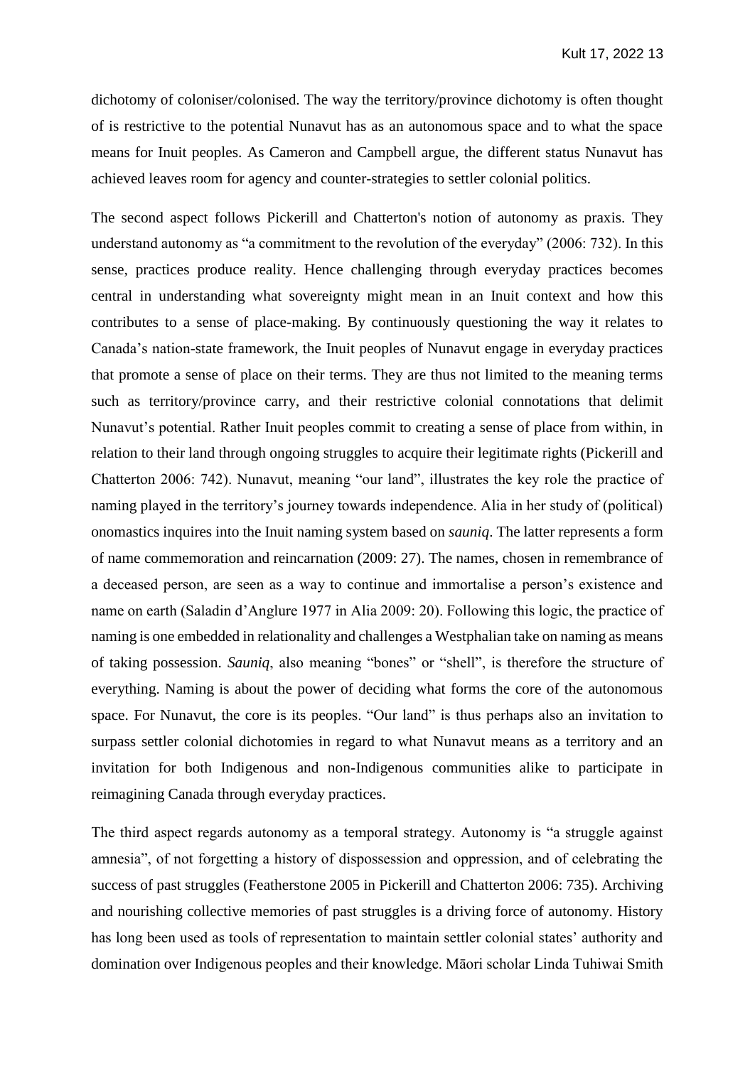dichotomy of coloniser/colonised. The way the territory/province dichotomy is often thought of is restrictive to the potential Nunavut has as an autonomous space and to what the space means for Inuit peoples. As Cameron and Campbell argue, the different status Nunavut has achieved leaves room for agency and counter-strategies to settler colonial politics.

The second aspect follows Pickerill and Chatterton's notion of autonomy as praxis. They understand autonomy as "a commitment to the revolution of the everyday" (2006: 732). In this sense, practices produce reality. Hence challenging through everyday practices becomes central in understanding what sovereignty might mean in an Inuit context and how this contributes to a sense of place-making. By continuously questioning the way it relates to Canada's nation-state framework, the Inuit peoples of Nunavut engage in everyday practices that promote a sense of place on their terms. They are thus not limited to the meaning terms such as territory/province carry, and their restrictive colonial connotations that delimit Nunavut's potential. Rather Inuit peoples commit to creating a sense of place from within, in relation to their land through ongoing struggles to acquire their legitimate rights (Pickerill and Chatterton 2006: 742). Nunavut, meaning "our land", illustrates the key role the practice of naming played in the territory's journey towards independence. Alia in her study of (political) onomastics inquires into the Inuit naming system based on *sauniq*. The latter represents a form of name commemoration and reincarnation (2009: 27). The names, chosen in remembrance of a deceased person, are seen as a way to continue and immortalise a person's existence and name on earth (Saladin d'Anglure 1977 in Alia 2009: 20). Following this logic, the practice of naming is one embedded in relationality and challenges a Westphalian take on naming as means of taking possession. *Sauniq*, also meaning "bones" or "shell", is therefore the structure of everything. Naming is about the power of deciding what forms the core of the autonomous space. For Nunavut, the core is its peoples. "Our land" is thus perhaps also an invitation to surpass settler colonial dichotomies in regard to what Nunavut means as a territory and an invitation for both Indigenous and non-Indigenous communities alike to participate in reimagining Canada through everyday practices.

The third aspect regards autonomy as a temporal strategy. Autonomy is "a struggle against amnesia", of not forgetting a history of dispossession and oppression, and of celebrating the success of past struggles (Featherstone 2005 in Pickerill and Chatterton 2006: 735). Archiving and nourishing collective memories of past struggles is a driving force of autonomy. History has long been used as tools of representation to maintain settler colonial states' authority and domination over Indigenous peoples and their knowledge. Māori scholar Linda Tuhiwai Smith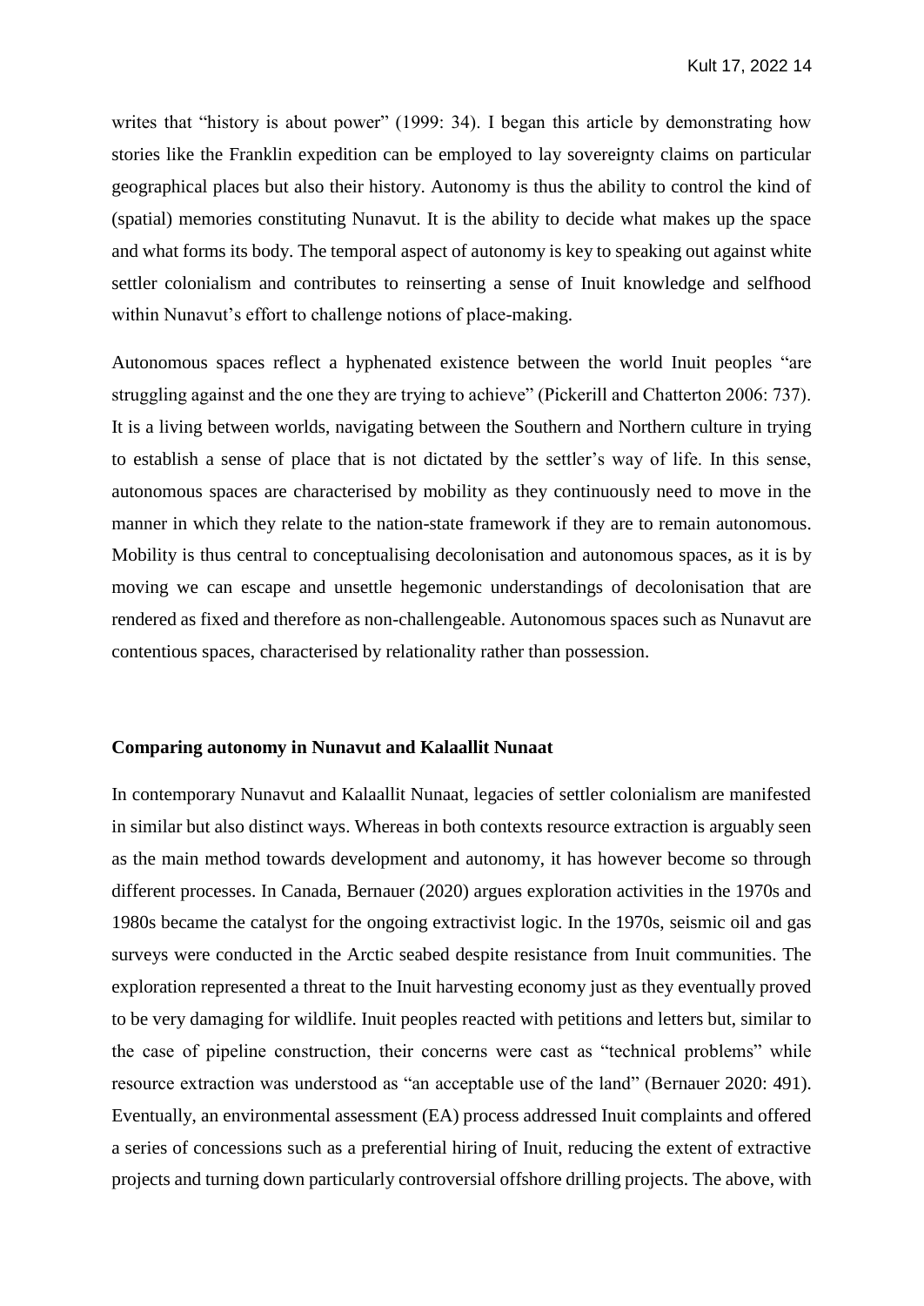writes that "history is about power" (1999: 34). I began this article by demonstrating how stories like the Franklin expedition can be employed to lay sovereignty claims on particular geographical places but also their history. Autonomy is thus the ability to control the kind of (spatial) memories constituting Nunavut. It is the ability to decide what makes up the space and what forms its body. The temporal aspect of autonomy is key to speaking out against white settler colonialism and contributes to reinserting a sense of Inuit knowledge and selfhood within Nunavut's effort to challenge notions of place-making.

Autonomous spaces reflect a hyphenated existence between the world Inuit peoples "are struggling against and the one they are trying to achieve" (Pickerill and Chatterton 2006: 737). It is a living between worlds, navigating between the Southern and Northern culture in trying to establish a sense of place that is not dictated by the settler's way of life. In this sense, autonomous spaces are characterised by mobility as they continuously need to move in the manner in which they relate to the nation-state framework if they are to remain autonomous. Mobility is thus central to conceptualising decolonisation and autonomous spaces, as it is by moving we can escape and unsettle hegemonic understandings of decolonisation that are rendered as fixed and therefore as non-challengeable. Autonomous spaces such as Nunavut are contentious spaces, characterised by relationality rather than possession.

**Comparing autonomy in Nunavut and Kalaallit Nunaat**

In contemporary Nunavut and Kalaallit Nunaat, legacies of settler colonialism are manifested in similar but also distinct ways. Whereas in both contexts resource extraction is arguably seen as the main method towards development and autonomy, it has however become so through different processes. In Canada, Bernauer (2020) argues exploration activities in the 1970s and 1980s became the catalyst for the ongoing extractivist logic. In the 1970s, seismic oil and gas surveys were conducted in the Arctic seabed despite resistance from Inuit communities. The exploration represented a threat to the Inuit harvesting economy just as they eventually proved to be very damaging for wildlife. Inuit peoples reacted with petitions and letters but, similar to the case of pipeline construction, their concerns were cast as "technical problems" while resource extraction was understood as "an acceptable use of the land" (Bernauer 2020: 491). Eventually, an environmental assessment (EA) process addressed Inuit complaints and offered a series of concessions such as a preferential hiring of Inuit, reducing the extent of extractive projects and turning down particularly controversial offshore drilling projects. The above, with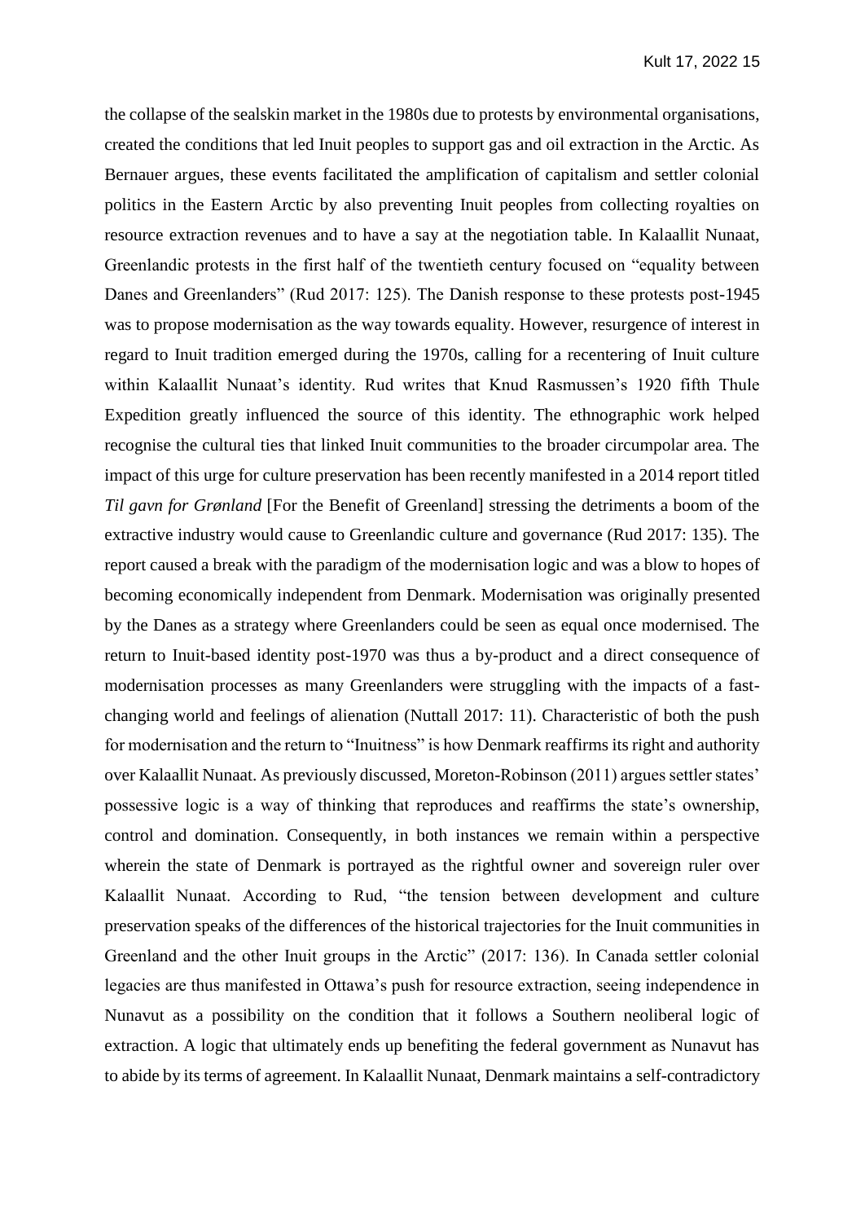the collapse of the sealskin market in the 1980s due to protests by environmental organisations, created the conditions that led Inuit peoples to support gas and oil extraction in the Arctic. As Bernauer argues, these events facilitated the amplification of capitalism and settler colonial politics in the Eastern Arctic by also preventing Inuit peoples from collecting royalties on resource extraction revenues and to have a say at the negotiation table. In Kalaallit Nunaat, Greenlandic protests in the first half of the twentieth century focused on "equality between Danes and Greenlanders" (Rud 2017: 125). The Danish response to these protests post-1945 was to propose modernisation as the way towards equality. However, resurgence of interest in regard to Inuit tradition emerged during the 1970s, calling for a recentering of Inuit culture within Kalaallit Nunaat's identity. Rud writes that Knud Rasmussen's 1920 fifth Thule Expedition greatly influenced the source of this identity. The ethnographic work helped recognise the cultural ties that linked Inuit communities to the broader circumpolar area. The impact of this urge for culture preservation has been recently manifested in a 2014 report titled *Til gavn for Grønland* [For the Benefit of Greenland] stressing the detriments a boom of the extractive industry would cause to Greenlandic culture and governance (Rud 2017: 135). The report caused a break with the paradigm of the modernisation logic and was a blow to hopes of becoming economically independent from Denmark. Modernisation was originally presented by the Danes as a strategy where Greenlanders could be seen as equal once modernised. The return to Inuit-based identity post-1970 was thus a by-product and a direct consequence of modernisation processes as many Greenlanders were struggling with the impacts of a fast-changing world and feelings of alienation (Nuttall 2017: 11). Characteristic of both the push for modernisation and the return to "Inuitness" is how Denmark reaffirms its right and authority over Kalaallit Nunaat. As previously discussed, Moreton-Robinson (2011) argues settler states' possessive logic is a way of thinking that reproduces and reaffirms the state's ownership, control and domination. Consequently, in both instances we remain within a perspective wherein the state of Denmark is portrayed as the rightful owner and sovereign ruler over Kalaallit Nunaat. According to Rud, "the tension between development and culture preservation speaks of the differences of the historical trajectories for the Inuit communities in Greenland and the other Inuit groups in the Arctic" (2017: 136). In Canada settler colonial legacies are thus manifested in Ottawa's push for resource extraction, seeing independence in Nunavut as a possibility on the condition that it follows a Southern neoliberal logic of extraction. A logic that ultimately ends up benefiting the federal government as Nunavut has to abide by its terms of agreement. In Kalaallit Nunaat, Denmark maintains a self-contradictory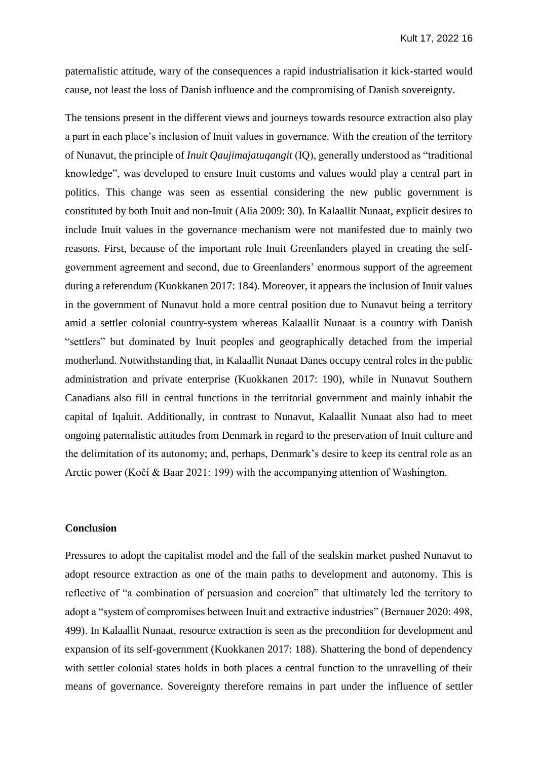paternalistic attitude, wary of the consequences a rapid industrialisation it kick-started would cause, not least the loss of Danish influence and the compromising of Danish sovereignty.

The tensions present in the different views and journeys towards resource extraction also play a part in each place's inclusion of Inuit values in governance. With the creation of the territory of Nunavut, the principle of *Inuit Qaujimajatuqangit* (IQ), generally understood as "traditional knowledge", was developed to ensure Inuit customs and values would play a central part in politics. This change was seen as essential considering the new public government is constituted by both Inuit and non-Inuit (Alia 2009: 30). In Kalaallit Nunaat, explicit desires to include Inuit values in the governance mechanism were not manifested due to mainly two reasons. First, because of the important role Inuit Greenlanders played in creating the self-government agreement and second, due to Greenlanders' enormous support of the agreement during a referendum (Kuokkanen 2017: 184). Moreover, it appears the inclusion of Inuit values in the government of Nunavut hold a more central position due to Nunavut being a territory amid a settler colonial country-system whereas Kalaallit Nunaat is a country with Danish "settlers" but dominated by Inuit peoples and geographically detached from the imperial motherland. Notwithstanding that, in Kalaallit Nunaat Danes occupy central roles in the public administration and private enterprise (Kuokkanen 2017: 190), while in Nunavut Southern Canadians also fill in central functions in the territorial government and mainly inhabit the capital of Iqaluit. Additionally, in contrast to Nunavut, Kalaallit Nunaat also had to meet ongoing paternalistic attitudes from Denmark in regard to the preservation of Inuit culture and the delimitation of its autonomy; and, perhaps, Denmark's desire to keep its central role as an Arctic power (Kočí & Baar 2021: 199) with the accompanying attention of Washington.

## Conclusion

Pressures to adopt the capitalist model and the fall of the sealskin market pushed Nunavut to adopt resource extraction as one of the main paths to development and autonomy. This is reflective of "a combination of persuasion and coercion" that ultimately led the territory to adopt a "system of compromises between Inuit and extractive industries" (Bernauer 2020: 498, 499). In Kalaallit Nunaat, resource extraction is seen as the precondition for development and expansion of its self-government (Kuokkanen 2017: 188). Shattering the bond of dependency with settler colonial states holds in both places a central function to the unravelling of their means of governance. Sovereignty therefore remains in part under the influence of settler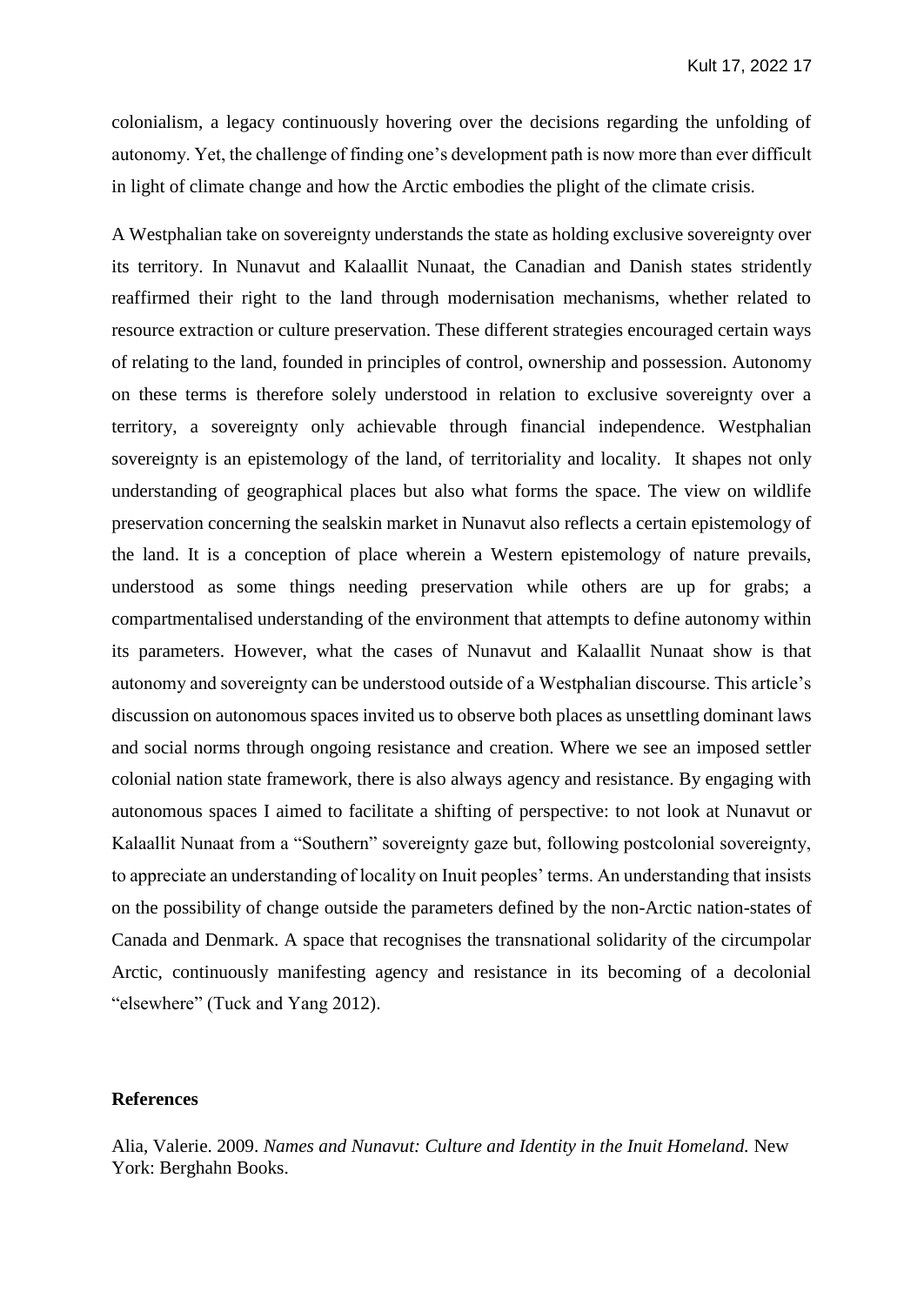colonialism, a legacy continuously hovering over the decisions regarding the unfolding of autonomy. Yet, the challenge of finding one's development path is now more than ever difficult in light of climate change and how the Arctic embodies the plight of the climate crisis.

A Westphalian take on sovereignty understands the state as holding exclusive sovereignty over its territory. In Nunavut and Kalaallit Nunaat, the Canadian and Danish states stridently reaffirmed their right to the land through modernisation mechanisms, whether related to resource extraction or culture preservation. These different strategies encouraged certain ways of relating to the land, founded in principles of control, ownership and possession. Autonomy on these terms is therefore solely understood in relation to exclusive sovereignty over a territory, a sovereignty only achievable through financial independence. Westphalian sovereignty is an epistemology of the land, of territoriality and locality. It shapes not only understanding of geographical places but also what forms the space. The view on wildlife preservation concerning the sealskin market in Nunavut also reflects a certain epistemology of the land. It is a conception of place wherein a Western epistemology of nature prevails, understood as some things needing preservation while others are up for grabs; a compartmentalised understanding of the environment that attempts to define autonomy within its parameters. However, what the cases of Nunavut and Kalaallit Nunaat show is that autonomy and sovereignty can be understood outside of a Westphalian discourse. This article's discussion on autonomous spaces invited us to observe both places as unsettling dominant laws and social norms through ongoing resistance and creation. Where we see an imposed settler colonial nation state framework, there is also always agency and resistance. By engaging with autonomous spaces I aimed to facilitate a shifting of perspective: to not look at Nunavut or Kalaallit Nunaat from a "Southern" sovereignty gaze but, following postcolonial sovereignty, to appreciate an understanding of locality on Inuit peoples' terms. An understanding that insists on the possibility of change outside the parameters defined by the non-Arctic nation-states of Canada and Denmark. A space that recognises the transnational solidarity of the circumpolar Arctic, continuously manifesting agency and resistance in its becoming of a decolonial "elsewhere" (Tuck and Yang 2012).

**References**

Alia, Valerie. 2009. *Names and Nunavut: Culture and Identity in the Inuit Homeland.* New York: Berghahn Books.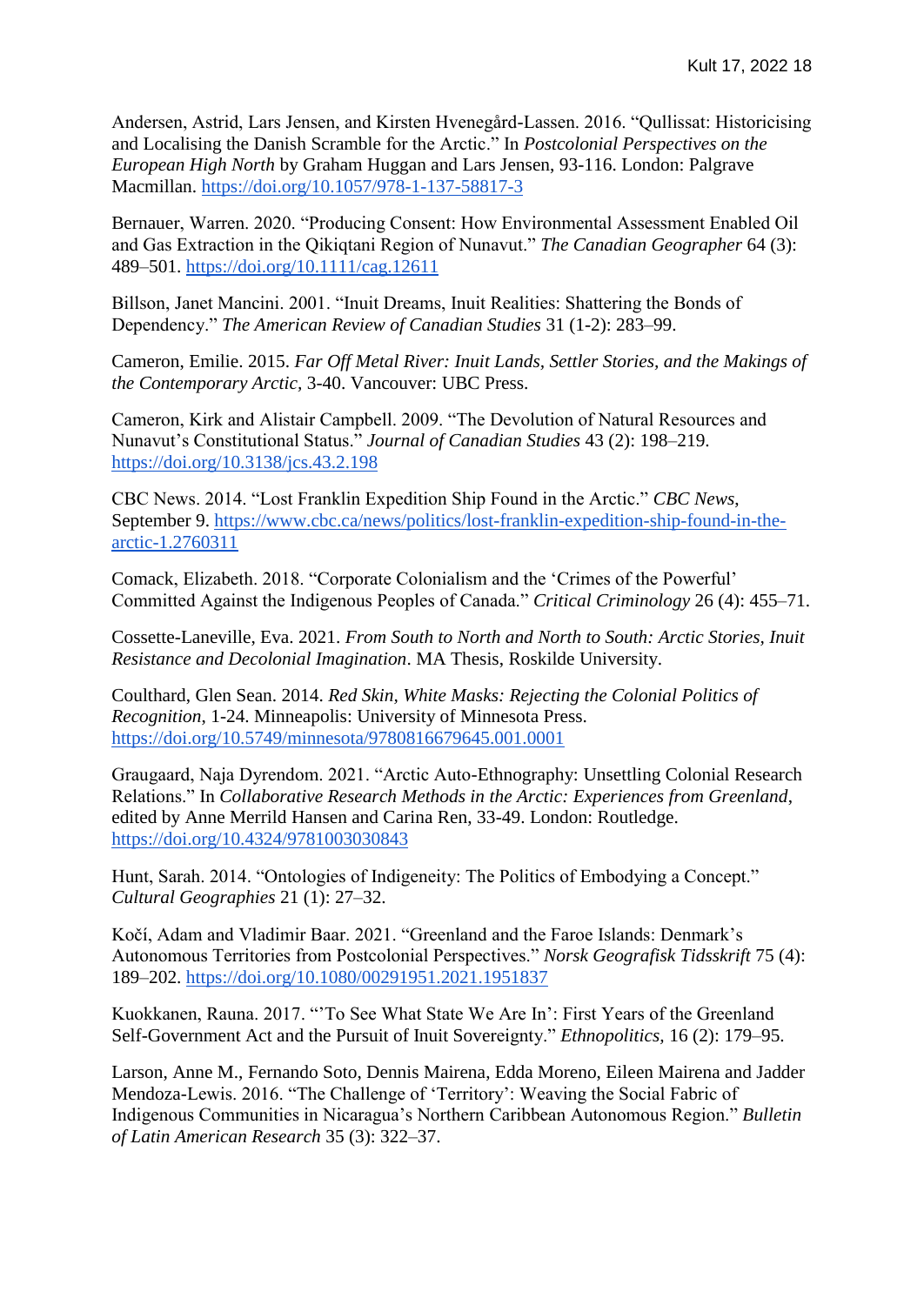Andersen, Astrid, Lars Jensen, and Kirsten Hvenegård-Lassen. 2016. "Qullissat: Historicising and Localising the Danish Scramble for the Arctic." In *Postcolonial Perspectives on the European High North* by Graham Huggan and Lars Jensen, 93-116. London: Palgrave Macmillan. https://doi.org/10.1057/978-1-137-58817-3

Bernauer, Warren. 2020. "Producing Consent: How Environmental Assessment Enabled Oil and Gas Extraction in the Qikiqtani Region of Nunavut." *The Canadian Geographer* 64 (3): 489–501. https://doi.org/10.1111/cag.12611

Billson, Janet Mancini. 2001. "Inuit Dreams, Inuit Realities: Shattering the Bonds of Dependency." *The American Review of Canadian Studies* 31 (1-2): 283–99.

Cameron, Emilie. 2015. *Far Off Metal River: Inuit Lands, Settler Stories, and the Makings of the Contemporary Arctic*, 3-40. Vancouver: UBC Press.

Cameron, Kirk and Alistair Campbell. 2009. "The Devolution of Natural Resources and Nunavut's Constitutional Status." *Journal of Canadian Studies* 43 (2): 198–219. https://doi.org/10.3138/jcs.43.2.198

CBC News. 2014. "Lost Franklin Expedition Ship Found in the Arctic." *CBC News*, September 9. https://www.cbc.ca/news/politics/lost-franklin-expedition-ship-found-in-the-arctic-1.2760311

Comack, Elizabeth. 2018. "Corporate Colonialism and the 'Crimes of the Powerful' Committed Against the Indigenous Peoples of Canada." *Critical Criminology* 26 (4): 455–71.

Cossette-Laneville, Eva. 2021. *From South to North and North to South: Arctic Stories, Inuit Resistance and Decolonial Imagination*. MA Thesis, Roskilde University.

Coulthard, Glen Sean. 2014. *Red Skin, White Masks: Rejecting the Colonial Politics of Recognition*, 1-24. Minneapolis: University of Minnesota Press. https://doi.org/10.5749/minnesota/9780816679645.001.0001

Graugaard, Naja Dyrendom. 2021. "Arctic Auto-Ethnography: Unsettling Colonial Research Relations." In *Collaborative Research Methods in the Arctic: Experiences from Greenland*, edited by Anne Merrild Hansen and Carina Ren, 33-49. London: Routledge. https://doi.org/10.4324/9781003030843

Hunt, Sarah. 2014. "Ontologies of Indigeneity: The Politics of Embodying a Concept." *Cultural Geographies* 21 (1): 27–32.

Kočí, Adam and Vladimir Baar. 2021. "Greenland and the Faroe Islands: Denmark's Autonomous Territories from Postcolonial Perspectives." *Norsk Geografisk Tidsskrift* 75 (4): 189–202. https://doi.org/10.1080/00291951.2021.1951837

Kuokkanen, Rauna. 2017. "'To See What State We Are In': First Years of the Greenland Self-Government Act and the Pursuit of Inuit Sovereignty." *Ethnopolitics*, 16 (2): 179–95.

Larson, Anne M., Fernando Soto, Dennis Mairena, Edda Moreno, Eileen Mairena and Jadder Mendoza-Lewis. 2016. "The Challenge of 'Territory': Weaving the Social Fabric of Indigenous Communities in Nicaragua's Northern Caribbean Autonomous Region." *Bulletin of Latin American Research* 35 (3): 322–37.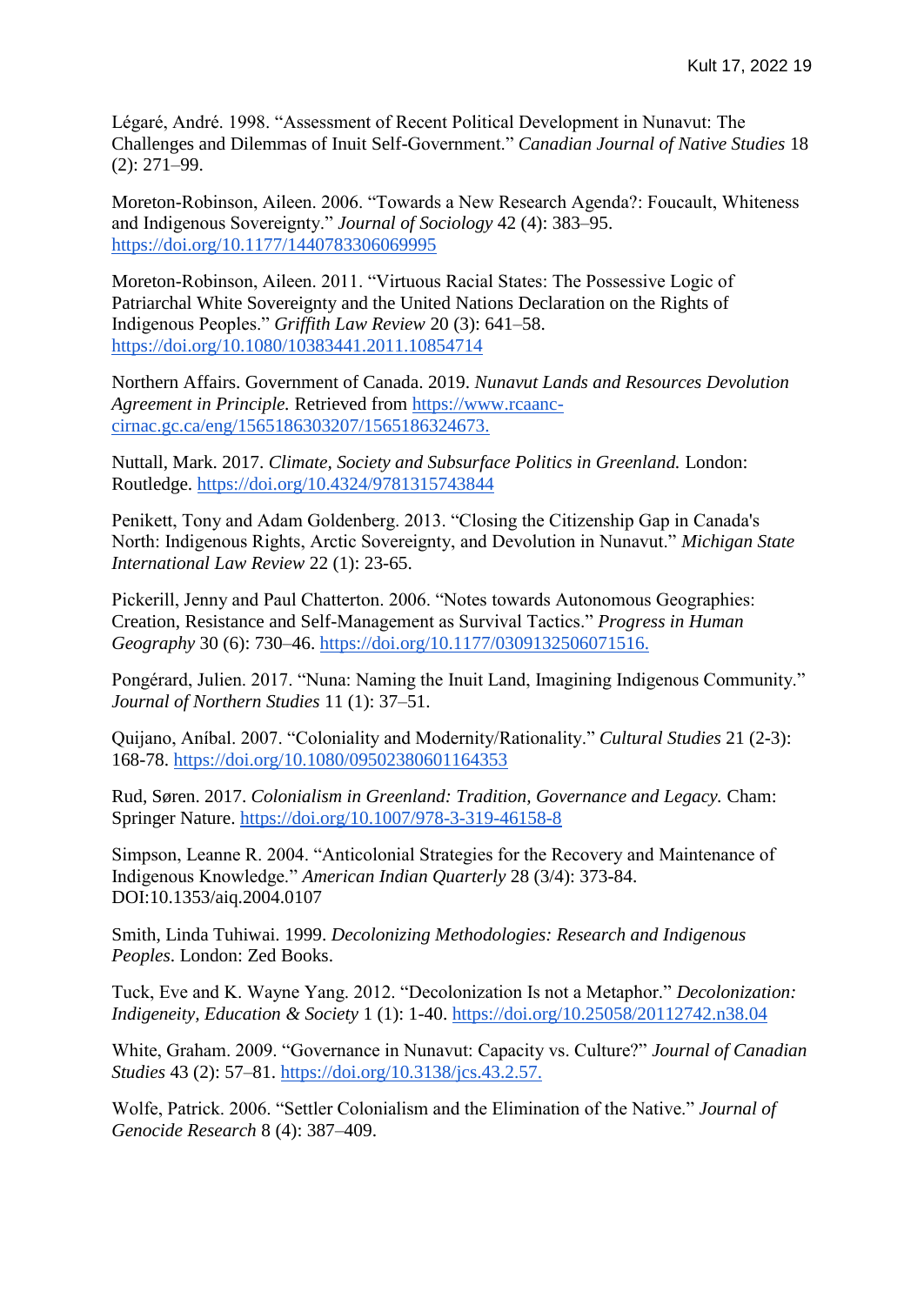Légaré, André. 1998. "Assessment of Recent Political Development in Nunavut: The Challenges and Dilemmas of Inuit Self-Government." *Canadian Journal of Native Studies* 18 (2): 271–99.

Moreton-Robinson, Aileen. 2006. "Towards a New Research Agenda?: Foucault, Whiteness and Indigenous Sovereignty." *Journal of Sociology* 42 (4): 383–95. https://doi.org/10.1177/1440783306069995

Moreton-Robinson, Aileen. 2011. "Virtuous Racial States: The Possessive Logic of Patriarchal White Sovereignty and the United Nations Declaration on the Rights of Indigenous Peoples." *Griffith Law Review* 20 (3): 641–58. https://doi.org/10.1080/10383441.2011.10854714

Northern Affairs. Government of Canada. 2019. *Nunavut Lands and Resources Devolution Agreement in Principle.* Retrieved from https://www.rcaanc-cirnac.gc.ca/eng/1565186303207/1565186324673.

Nuttall, Mark. 2017. *Climate, Society and Subsurface Politics in Greenland.* London: Routledge. https://doi.org/10.4324/9781315743844

Penikett, Tony and Adam Goldenberg. 2013. "Closing the Citizenship Gap in Canada's North: Indigenous Rights, Arctic Sovereignty, and Devolution in Nunavut." *Michigan State International Law Review* 22 (1): 23-65.

Pickerill, Jenny and Paul Chatterton. 2006. "Notes towards Autonomous Geographies: Creation, Resistance and Self-Management as Survival Tactics." *Progress in Human Geography* 30 (6): 730–46. https://doi.org/10.1177/0309132506071516.

Pongérard, Julien. 2017. "Nuna: Naming the Inuit Land, Imagining Indigenous Community." *Journal of Northern Studies* 11 (1): 37–51.

Quijano, Aníbal. 2007. "Coloniality and Modernity/Rationality." *Cultural Studies* 21 (2-3): 168-78. https://doi.org/10.1080/09502380601164353

Rud, Søren. 2017. *Colonialism in Greenland: Tradition, Governance and Legacy.* Cham: Springer Nature. https://doi.org/10.1007/978-3-319-46158-8

Simpson, Leanne R. 2004. "Anticolonial Strategies for the Recovery and Maintenance of Indigenous Knowledge." *American Indian Quarterly* 28 (3/4): 373-84. DOI:10.1353/aiq.2004.0107

Smith, Linda Tuhiwai. 1999. *Decolonizing Methodologies: Research and Indigenous Peoples*. London: Zed Books.

Tuck, Eve and K. Wayne Yang. 2012. "Decolonization Is not a Metaphor." *Decolonization: Indigeneity, Education & Society* 1 (1): 1-40. https://doi.org/10.25058/20112742.n38.04

White, Graham. 2009. "Governance in Nunavut: Capacity vs. Culture?" *Journal of Canadian Studies* 43 (2): 57–81. https://doi.org/10.3138/jcs.43.2.57.

Wolfe, Patrick. 2006. "Settler Colonialism and the Elimination of the Native." *Journal of Genocide Research* 8 (4): 387–409.